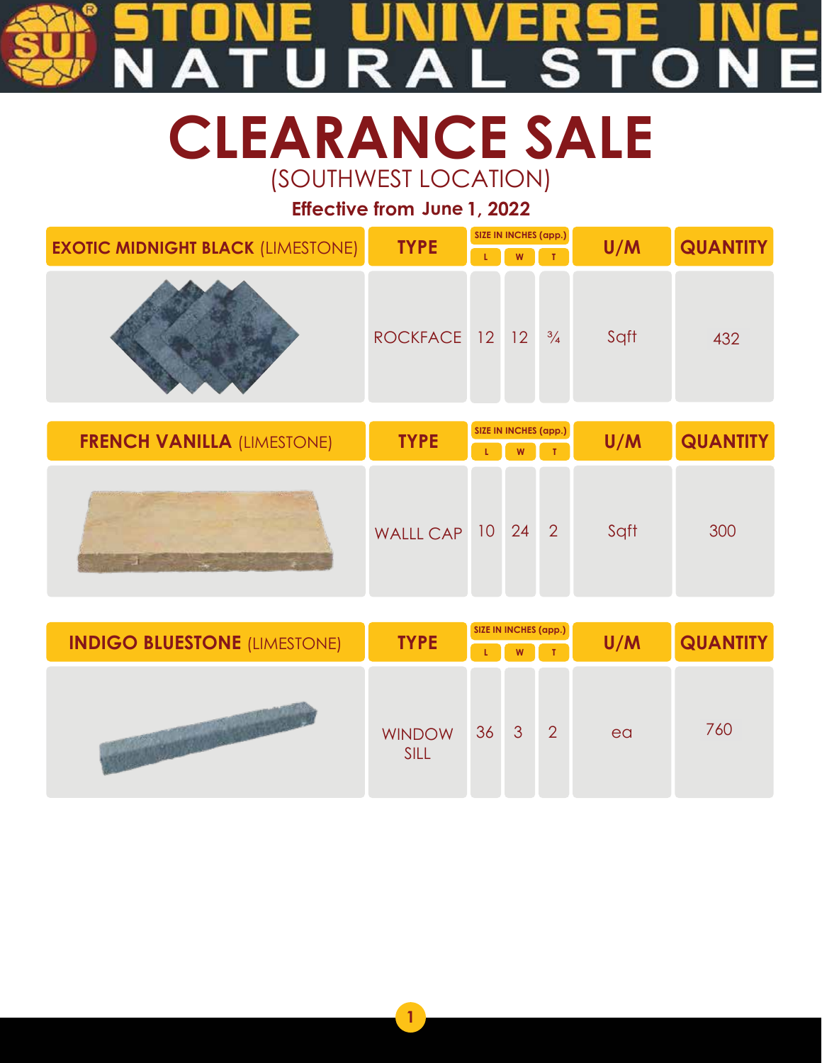# STONE UNIVERSE INC.
## NATURAL STONE

# CLEARANCE SALE
(SOUTHWEST LOCATION)

**Effective from June 1, 2022**

| EXOTIC MIDNIGHT BLACK (LIMESTONE) | TYPE | SIZE IN INCHES (app.) | | | U/M | QUANTITY |
|---|---|---|---|---|---|---|
| | | L | W | T | | |
| | ROCKFACE | 12 | 12 | ¾ | Sqft | 432 |

| FRENCH VANILLA (LIMESTONE) | TYPE | SIZE IN INCHES (app.) | | | U/M | QUANTITY |
|---|---|---|---|---|---|---|
| | | L | W | T | | |
| | WALLL CAP | 10 | 24 | 2 | Sqft | 300 |

| INDIGO BLUESTONE (LIMESTONE) | TYPE | SIZE IN INCHES (app.) | | | U/M | QUANTITY |
|---|---|---|---|---|---|---|
| | | L | W | T | | |
| | WINDOW SILL | 36 | 3 | 2 | ea | 760 |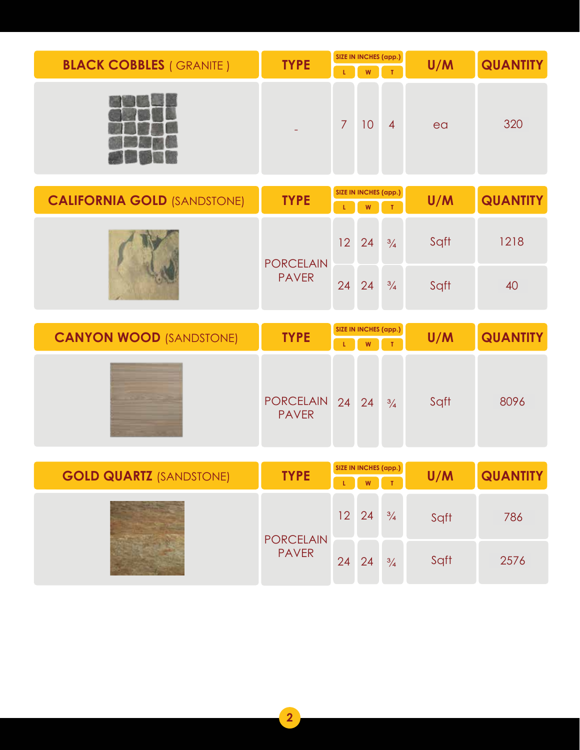| BLACK COBBLES ( GRANITE ) | TYPE | SIZE IN INCHES (app.) L | W | T | U/M | QUANTITY |
|---|---|---|---|---|---|---|
| | - | 7 | 10 | 4 | ea | 320 |

| CALIFORNIA GOLD (SANDSTONE) | TYPE | SIZE IN INCHES (app.) L | W | T | U/M | QUANTITY |
|---|---|---|---|---|---|---|
| | PORCELAIN PAVER | 12 | 24 | ¾ | Sqft | 1218 |
| | PORCELAIN PAVER | 24 | 24 | ¾ | Sqft | 40 |

| CANYON WOOD (SANDSTONE) | TYPE | SIZE IN INCHES (app.) L | W | T | U/M | QUANTITY |
|---|---|---|---|---|---|---|
| | PORCELAIN PAVER | 24 | 24 | ¾ | Sqft | 8096 |

| GOLD QUARTZ (SANDSTONE) | TYPE | SIZE IN INCHES (app.) L | W | T | U/M | QUANTITY |
|---|---|---|---|---|---|---|
| | PORCELAIN PAVER | 12 | 24 | ¾ | Sqft | 786 |
| | PORCELAIN PAVER | 24 | 24 | ¾ | Sqft | 2576 |